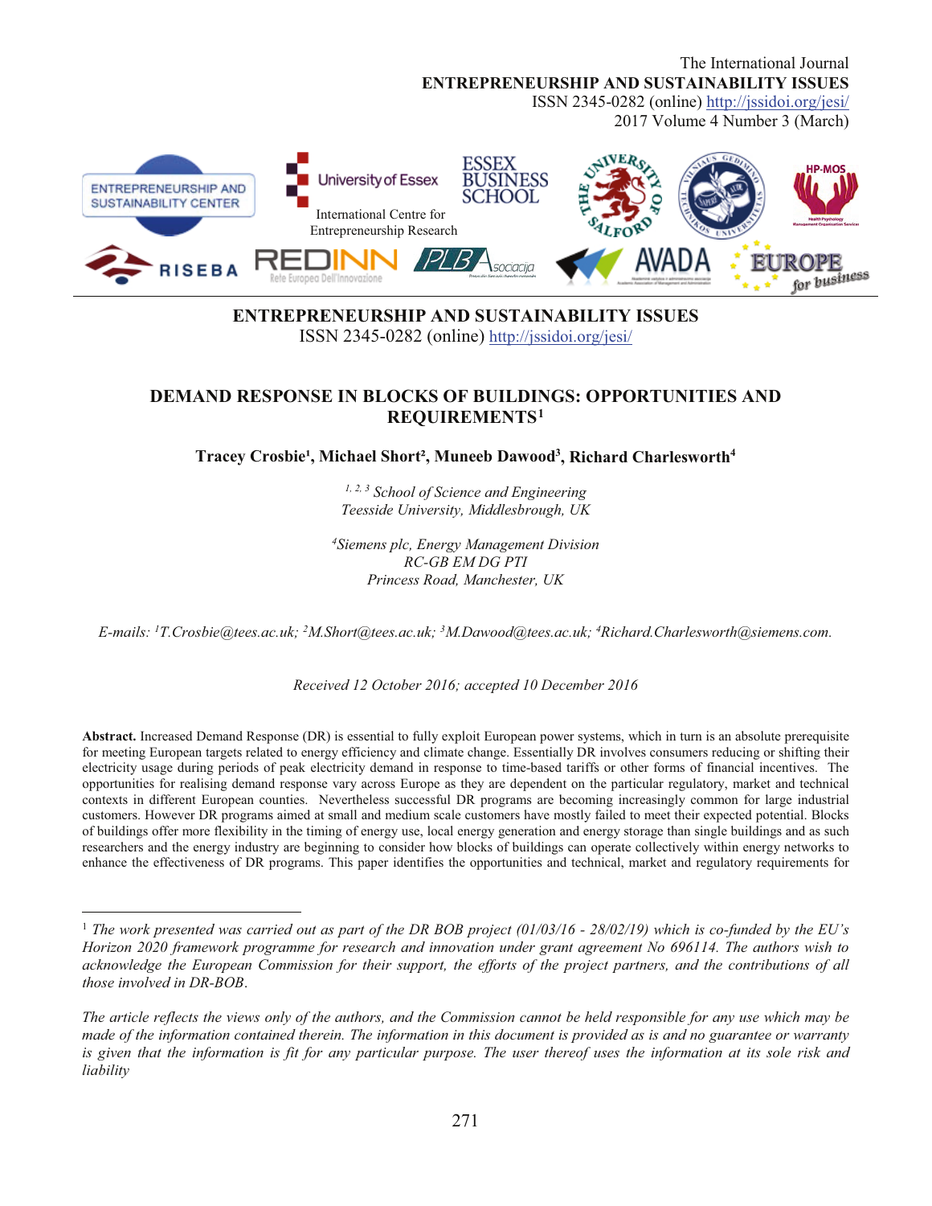The International Journal
**ENTREPRENEURSHIP AND SUSTAINABILITY ISSUES**
ISSN 2345-0282 (online) http://jssidoi.org/jesi/
2017 Volume 4 Number 3 (March)

**ENTREPRENEURSHIP AND SUSTAINABILITY ISSUES**
ISSN 2345-0282 (online) http://jssidoi.org/jesi/

# DEMAND RESPONSE IN BLOCKS OF BUILDINGS: OPPORTUNITIES AND REQUIREMENTS[1]

**Tracey Crosbie[1], Michael Short[2], Muneeb Dawood[3], Richard Charlesworth[4]**

*[1, 2, 3] School of Science and Engineering*
*Teesside University, Middlesbrough, UK*

*[4]Siemens plc, Energy Management Division*
*RC-GB EM DG PTI*
*Princess Road, Manchester, UK*

*E-mails: [1]T.Crosbie@tees.ac.uk; [2]M.Short@tees.ac.uk; [3]M.Dawood@tees.ac.uk; [4]Richard.Charlesworth@siemens.com.*

*Received 12 October 2016; accepted 10 December 2016*

**Abstract.** Increased Demand Response (DR) is essential to fully exploit European power systems, which in turn is an absolute prerequisite for meeting European targets related to energy efficiency and climate change. Essentially DR involves consumers reducing or shifting their electricity usage during periods of peak electricity demand in response to time-based tariffs or other forms of financial incentives. The opportunities for realising demand response vary across Europe as they are dependent on the particular regulatory, market and technical contexts in different European counties. Nevertheless successful DR programs are becoming increasingly common for large industrial customers. However DR programs aimed at small and medium scale customers have mostly failed to meet their expected potential. Blocks of buildings offer more flexibility in the timing of energy use, local energy generation and energy storage than single buildings and as such researchers and the energy industry are beginning to consider how blocks of buildings can operate collectively within energy networks to enhance the effectiveness of DR programs. This paper identifies the opportunities and technical, market and regulatory requirements for

---

[1] *The work presented was carried out as part of the DR BOB project (01/03/16 - 28/02/19) which is co-funded by the EU's Horizon 2020 framework programme for research and innovation under grant agreement No 696114. The authors wish to acknowledge the European Commission for their support, the efforts of the project partners, and the contributions of all those involved in DR-BOB.*

*The article reflects the views only of the authors, and the Commission cannot be held responsible for any use which may be made of the information contained therein. The information in this document is provided as is and no guarantee or warranty is given that the information is fit for any particular purpose. The user thereof uses the information at its sole risk and liability*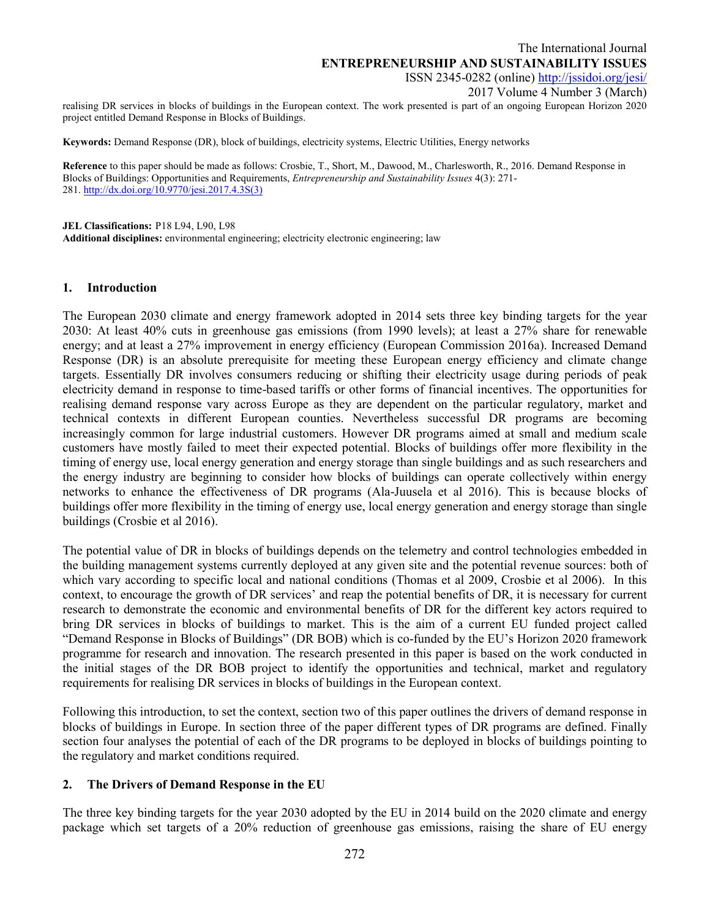realising DR services in blocks of buildings in the European context. The work presented is part of an ongoing European Horizon 2020 project entitled Demand Response in Blocks of Buildings.

**Keywords:** Demand Response (DR), block of buildings, electricity systems, Electric Utilities, Energy networks

**Reference** to this paper should be made as follows: Crosbie, T., Short, M., Dawood, M., Charlesworth, R., 2016. Demand Response in Blocks of Buildings: Opportunities and Requirements, *Entrepreneurship and Sustainability Issues* 4(3): 271-281. http://dx.doi.org/10.9770/jesi.2017.4.3S(3)

**JEL Classifications:** P18 L94, L90, L98
**Additional disciplines:** environmental engineering; electricity electronic engineering; law

## 1. Introduction

The European 2030 climate and energy framework adopted in 2014 sets three key binding targets for the year 2030: At least 40% cuts in greenhouse gas emissions (from 1990 levels); at least a 27% share for renewable energy; and at least a 27% improvement in energy efficiency (European Commission 2016a). Increased Demand Response (DR) is an absolute prerequisite for meeting these European energy efficiency and climate change targets. Essentially DR involves consumers reducing or shifting their electricity usage during periods of peak electricity demand in response to time-based tariffs or other forms of financial incentives. The opportunities for realising demand response vary across Europe as they are dependent on the particular regulatory, market and technical contexts in different European counties. Nevertheless successful DR programs are becoming increasingly common for large industrial customers. However DR programs aimed at small and medium scale customers have mostly failed to meet their expected potential. Blocks of buildings offer more flexibility in the timing of energy use, local energy generation and energy storage than single buildings and as such researchers and the energy industry are beginning to consider how blocks of buildings can operate collectively within energy networks to enhance the effectiveness of DR programs (Ala-Juusela et al 2016). This is because blocks of buildings offer more flexibility in the timing of energy use, local energy generation and energy storage than single buildings (Crosbie et al 2016).

The potential value of DR in blocks of buildings depends on the telemetry and control technologies embedded in the building management systems currently deployed at any given site and the potential revenue sources: both of which vary according to specific local and national conditions (Thomas et al 2009, Crosbie et al 2006). In this context, to encourage the growth of DR services' and reap the potential benefits of DR, it is necessary for current research to demonstrate the economic and environmental benefits of DR for the different key actors required to bring DR services in blocks of buildings to market. This is the aim of a current EU funded project called "Demand Response in Blocks of Buildings" (DR BOB) which is co-funded by the EU's Horizon 2020 framework programme for research and innovation. The research presented in this paper is based on the work conducted in the initial stages of the DR BOB project to identify the opportunities and technical, market and regulatory requirements for realising DR services in blocks of buildings in the European context.

Following this introduction, to set the context, section two of this paper outlines the drivers of demand response in blocks of buildings in Europe. In section three of the paper different types of DR programs are defined. Finally section four analyses the potential of each of the DR programs to be deployed in blocks of buildings pointing to the regulatory and market conditions required.

## 2. The Drivers of Demand Response in the EU

The three key binding targets for the year 2030 adopted by the EU in 2014 build on the 2020 climate and energy package which set targets of a 20% reduction of greenhouse gas emissions, raising the share of EU energy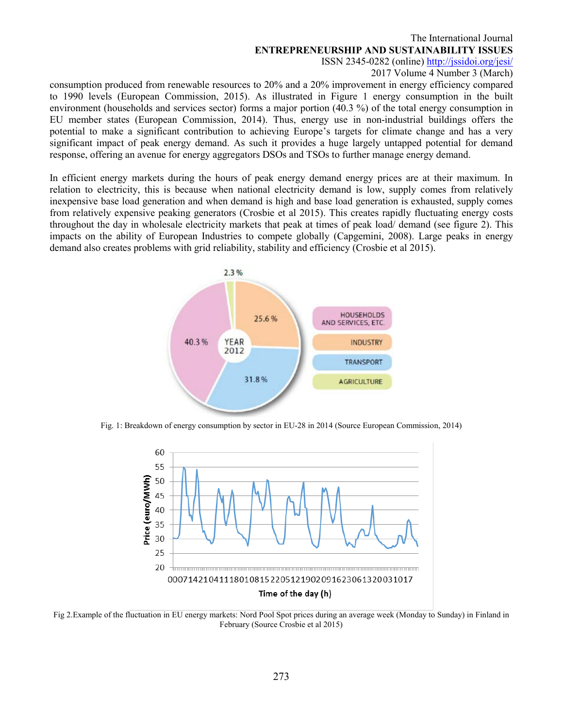consumption produced from renewable resources to 20% and a 20% improvement in energy efficiency compared to 1990 levels (European Commission, 2015). As illustrated in Figure 1 energy consumption in the built environment (households and services sector) forms a major portion (40.3 %) of the total energy consumption in EU member states (European Commission, 2014). Thus, energy use in non-industrial buildings offers the potential to make a significant contribution to achieving Europe's targets for climate change and has a very significant impact of peak energy demand. As such it provides a huge largely untapped potential for demand response, offering an avenue for energy aggregators DSOs and TSOs to further manage energy demand.

In efficient energy markets during the hours of peak energy demand energy prices are at their maximum. In relation to electricity, this is because when national electricity demand is low, supply comes from relatively inexpensive base load generation and when demand is high and base load generation is exhausted, supply comes from relatively expensive peaking generators (Crosbie et al 2015). This creates rapidly fluctuating energy costs throughout the day in wholesale electricity markets that peak at times of peak load/ demand (see figure 2). This impacts on the ability of European Industries to compete globally (Capgemini, 2008). Large peaks in energy demand also creates problems with grid reliability, stability and efficiency (Crosbie et al 2015).

Fig. 1: Breakdown of energy consumption by sector in EU-28 in 2014 (Source European Commission, 2014)

Fig 2.Example of the fluctuation in EU energy markets: Nord Pool Spot prices during an average week (Monday to Sunday) in Finland in February (Source Crosbie et al 2015)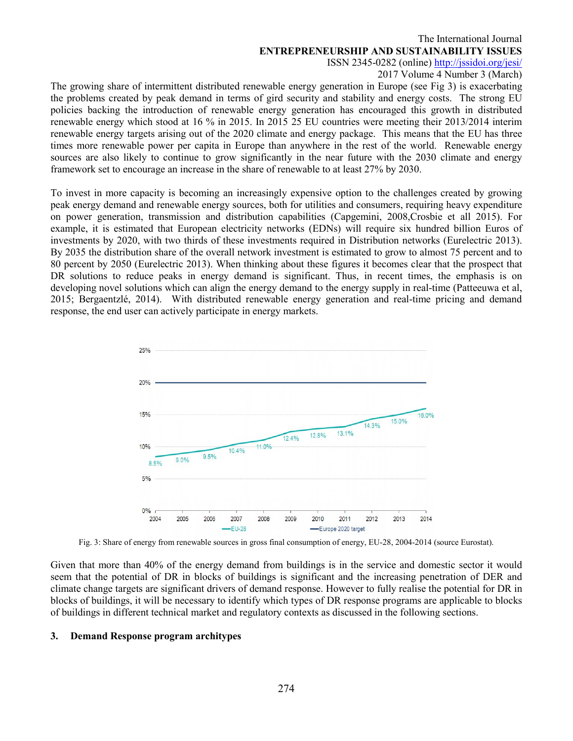The growing share of intermittent distributed renewable energy generation in Europe (see Fig 3) is exacerbating the problems created by peak demand in terms of gird security and stability and energy costs. The strong EU policies backing the introduction of renewable energy generation has encouraged this growth in distributed renewable energy which stood at 16 % in 2015. In 2015 25 EU countries were meeting their 2013/2014 interim renewable energy targets arising out of the 2020 climate and energy package. This means that the EU has three times more renewable power per capita in Europe than anywhere in the rest of the world. Renewable energy sources are also likely to continue to grow significantly in the near future with the 2030 climate and energy framework set to encourage an increase in the share of renewable to at least 27% by 2030.

To invest in more capacity is becoming an increasingly expensive option to the challenges created by growing peak energy demand and renewable energy sources, both for utilities and consumers, requiring heavy expenditure on power generation, transmission and distribution capabilities (Capgemini, 2008,Crosbie et all 2015). For example, it is estimated that European electricity networks (EDNs) will require six hundred billion Euros of investments by 2020, with two thirds of these investments required in Distribution networks (Eurelectric 2013). By 2035 the distribution share of the overall network investment is estimated to grow to almost 75 percent and to 80 percent by 2050 (Eurelectric 2013). When thinking about these figures it becomes clear that the prospect that DR solutions to reduce peaks in energy demand is significant. Thus, in recent times, the emphasis is on developing novel solutions which can align the energy demand to the energy supply in real-time (Patteeuwa et al, 2015; Bergaentzlé, 2014). With distributed renewable energy generation and real-time pricing and demand response, the end user can actively participate in energy markets.

Fig. 3: Share of energy from renewable sources in gross final consumption of energy, EU-28, 2004-2014 (source Eurostat).

Given that more than 40% of the energy demand from buildings is in the service and domestic sector it would seem that the potential of DR in blocks of buildings is significant and the increasing penetration of DER and climate change targets are significant drivers of demand response. However to fully realise the potential for DR in blocks of buildings, it will be necessary to identify which types of DR response programs are applicable to blocks of buildings in different technical market and regulatory contexts as discussed in the following sections.

## 3. Demand Response program architypes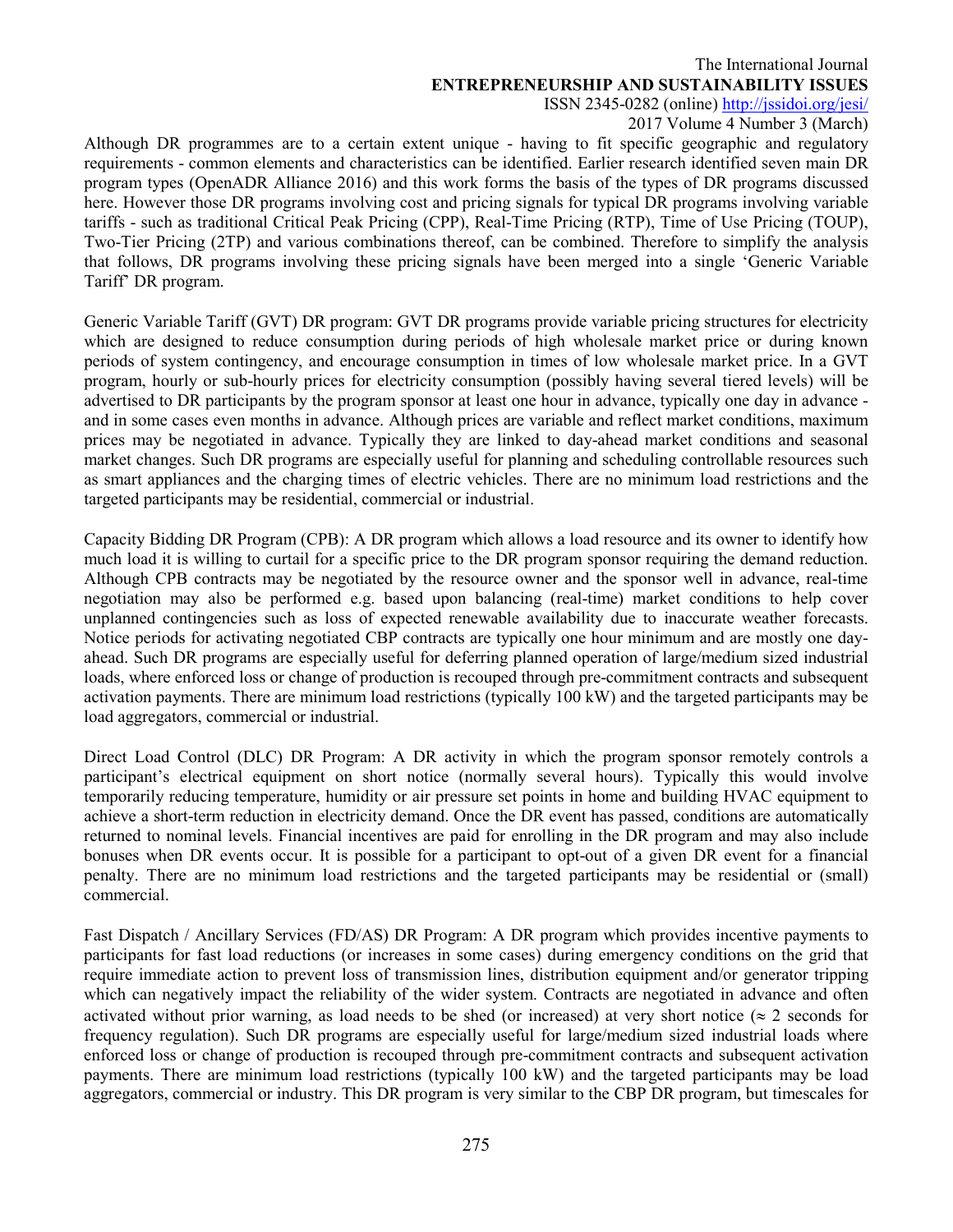Although DR programmes are to a certain extent unique - having to fit specific geographic and regulatory requirements - common elements and characteristics can be identified. Earlier research identified seven main DR program types (OpenADR Alliance 2016) and this work forms the basis of the types of DR programs discussed here. However those DR programs involving cost and pricing signals for typical DR programs involving variable tariffs - such as traditional Critical Peak Pricing (CPP), Real-Time Pricing (RTP), Time of Use Pricing (TOUP), Two-Tier Pricing (2TP) and various combinations thereof, can be combined. Therefore to simplify the analysis that follows, DR programs involving these pricing signals have been merged into a single 'Generic Variable Tariff' DR program.

Generic Variable Tariff (GVT) DR program: GVT DR programs provide variable pricing structures for electricity which are designed to reduce consumption during periods of high wholesale market price or during known periods of system contingency, and encourage consumption in times of low wholesale market price. In a GVT program, hourly or sub-hourly prices for electricity consumption (possibly having several tiered levels) will be advertised to DR participants by the program sponsor at least one hour in advance, typically one day in advance - and in some cases even months in advance. Although prices are variable and reflect market conditions, maximum prices may be negotiated in advance. Typically they are linked to day-ahead market conditions and seasonal market changes. Such DR programs are especially useful for planning and scheduling controllable resources such as smart appliances and the charging times of electric vehicles. There are no minimum load restrictions and the targeted participants may be residential, commercial or industrial.

Capacity Bidding DR Program (CPB): A DR program which allows a load resource and its owner to identify how much load it is willing to curtail for a specific price to the DR program sponsor requiring the demand reduction. Although CPB contracts may be negotiated by the resource owner and the sponsor well in advance, real-time negotiation may also be performed e.g. based upon balancing (real-time) market conditions to help cover unplanned contingencies such as loss of expected renewable availability due to inaccurate weather forecasts. Notice periods for activating negotiated CBP contracts are typically one hour minimum and are mostly one day-ahead. Such DR programs are especially useful for deferring planned operation of large/medium sized industrial loads, where enforced loss or change of production is recouped through pre-commitment contracts and subsequent activation payments. There are minimum load restrictions (typically 100 kW) and the targeted participants may be load aggregators, commercial or industrial.

Direct Load Control (DLC) DR Program: A DR activity in which the program sponsor remotely controls a participant's electrical equipment on short notice (normally several hours). Typically this would involve temporarily reducing temperature, humidity or air pressure set points in home and building HVAC equipment to achieve a short-term reduction in electricity demand. Once the DR event has passed, conditions are automatically returned to nominal levels. Financial incentives are paid for enrolling in the DR program and may also include bonuses when DR events occur. It is possible for a participant to opt-out of a given DR event for a financial penalty. There are no minimum load restrictions and the targeted participants may be residential or (small) commercial.

Fast Dispatch / Ancillary Services (FD/AS) DR Program: A DR program which provides incentive payments to participants for fast load reductions (or increases in some cases) during emergency conditions on the grid that require immediate action to prevent loss of transmission lines, distribution equipment and/or generator tripping which can negatively impact the reliability of the wider system. Contracts are negotiated in advance and often activated without prior warning, as load needs to be shed (or increased) at very short notice (≈ 2 seconds for frequency regulation). Such DR programs are especially useful for large/medium sized industrial loads where enforced loss or change of production is recouped through pre-commitment contracts and subsequent activation payments. There are minimum load restrictions (typically 100 kW) and the targeted participants may be load aggregators, commercial or industry. This DR program is very similar to the CBP DR program, but timescales for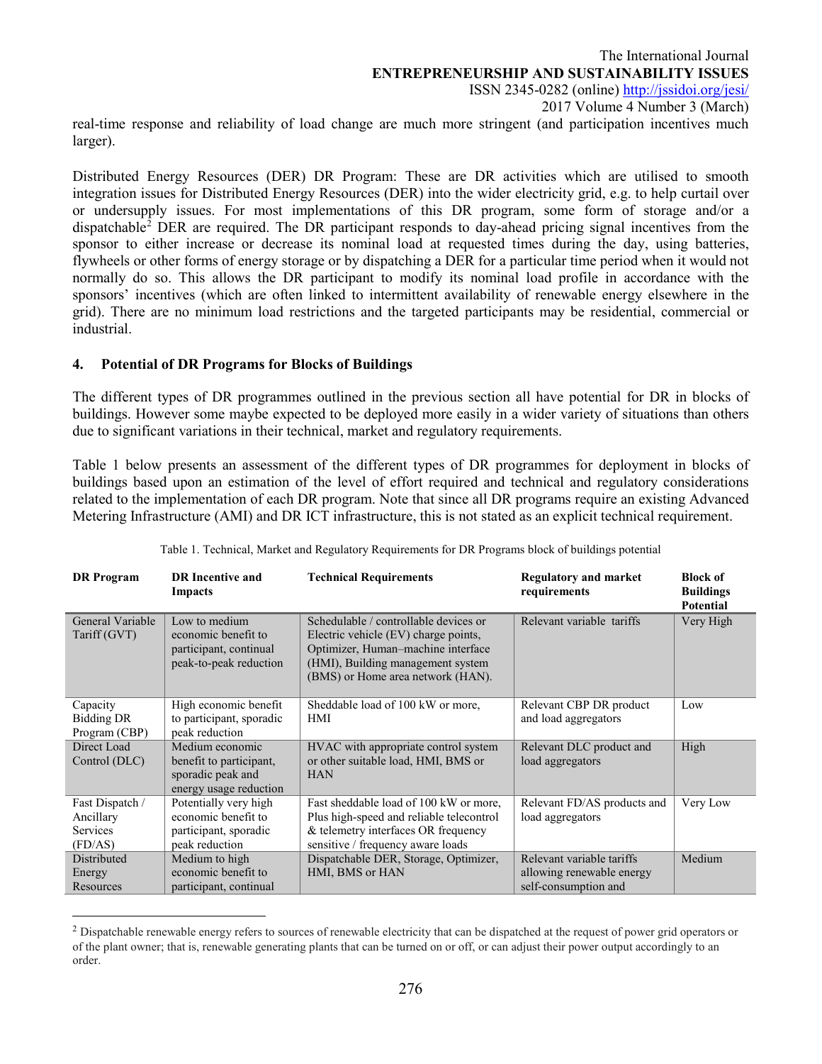real-time response and reliability of load change are much more stringent (and participation incentives much larger).

Distributed Energy Resources (DER) DR Program: These are DR activities which are utilised to smooth integration issues for Distributed Energy Resources (DER) into the wider electricity grid, e.g. to help curtail over or undersupply issues. For most implementations of this DR program, some form of storage and/or a dispatchable[2] DER are required. The DR participant responds to day-ahead pricing signal incentives from the sponsor to either increase or decrease its nominal load at requested times during the day, using batteries, flywheels or other forms of energy storage or by dispatching a DER for a particular time period when it would not normally do so. This allows the DR participant to modify its nominal load profile in accordance with the sponsors' incentives (which are often linked to intermittent availability of renewable energy elsewhere in the grid). There are no minimum load restrictions and the targeted participants may be residential, commercial or industrial.

## 4. Potential of DR Programs for Blocks of Buildings

The different types of DR programmes outlined in the previous section all have potential for DR in blocks of buildings. However some maybe expected to be deployed more easily in a wider variety of situations than others due to significant variations in their technical, market and regulatory requirements.

Table 1 below presents an assessment of the different types of DR programmes for deployment in blocks of buildings based upon an estimation of the level of effort required and technical and regulatory considerations related to the implementation of each DR program. Note that since all DR programs require an existing Advanced Metering Infrastructure (AMI) and DR ICT infrastructure, this is not stated as an explicit technical requirement.

Table 1. Technical, Market and Regulatory Requirements for DR Programs block of buildings potential

| DR Program | DR Incentive and Impacts | Technical Requirements | Regulatory and market requirements | Block of Buildings Potential |
|---|---|---|---|---|
| General Variable Tariff (GVT) | Low to medium economic benefit to participant, continual peak-to-peak reduction | Schedulable / controllable devices or Electric vehicle (EV) charge points, Optimizer, Human–machine interface (HMI), Building management system (BMS) or Home area network (HAN). | Relevant variable tariffs | Very High |
| Capacity Bidding DR Program (CBP) | High economic benefit to participant, sporadic peak reduction | Sheddable load of 100 kW or more, HMI | Relevant CBP DR product and load aggregators | Low |
| Direct Load Control (DLC) | Medium economic benefit to participant, sporadic peak and energy usage reduction | HVAC with appropriate control system or other suitable load, HMI, BMS or HAN | Relevant DLC product and load aggregators | High |
| Fast Dispatch / Ancillary Services (FD/AS) | Potentially very high economic benefit to participant, sporadic peak reduction | Fast sheddable load of 100 kW or more, Plus high-speed and reliable telecontrol & telemetry interfaces OR frequency sensitive / frequency aware loads | Relevant FD/AS products and load aggregators | Very Low |
| Distributed Energy Resources | Medium to high economic benefit to participant, continual | Dispatchable DER, Storage, Optimizer, HMI, BMS or HAN | Relevant variable tariffs allowing renewable energy self-consumption and | Medium |

[2] Dispatchable renewable energy refers to sources of renewable electricity that can be dispatched at the request of power grid operators or of the plant owner; that is, renewable generating plants that can be turned on or off, or can adjust their power output accordingly to an order.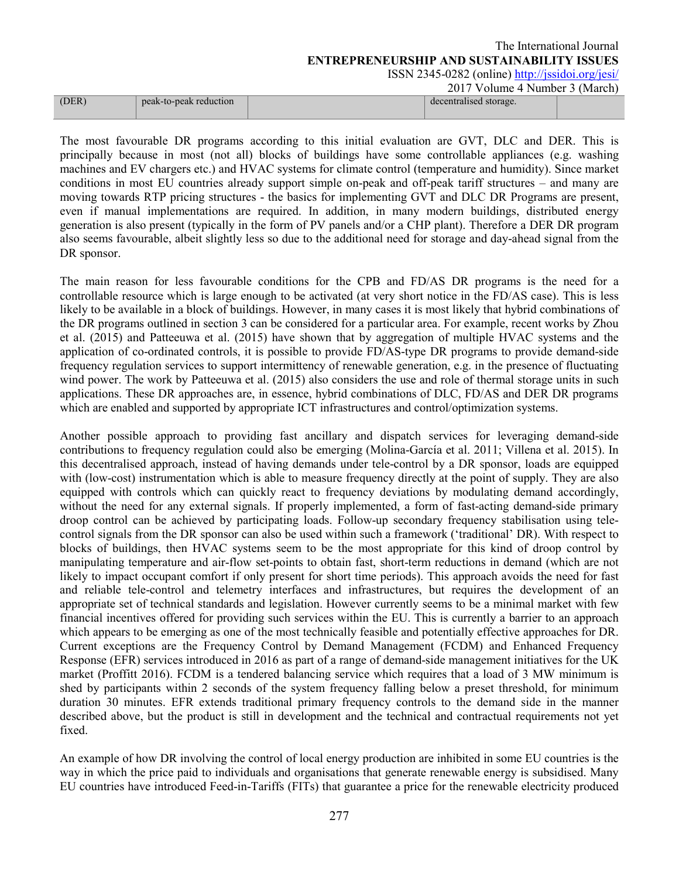| (DER) | peak-to-peak reduction | | decentralised storage. | |
|---|---|---|---|---|

The most favourable DR programs according to this initial evaluation are GVT, DLC and DER. This is principally because in most (not all) blocks of buildings have some controllable appliances (e.g. washing machines and EV chargers etc.) and HVAC systems for climate control (temperature and humidity). Since market conditions in most EU countries already support simple on-peak and off-peak tariff structures – and many are moving towards RTP pricing structures - the basics for implementing GVT and DLC DR Programs are present, even if manual implementations are required. In addition, in many modern buildings, distributed energy generation is also present (typically in the form of PV panels and/or a CHP plant). Therefore a DER DR program also seems favourable, albeit slightly less so due to the additional need for storage and day-ahead signal from the DR sponsor.

The main reason for less favourable conditions for the CPB and FD/AS DR programs is the need for a controllable resource which is large enough to be activated (at very short notice in the FD/AS case). This is less likely to be available in a block of buildings. However, in many cases it is most likely that hybrid combinations of the DR programs outlined in section 3 can be considered for a particular area. For example, recent works by Zhou et al. (2015) and Patteeuwa et al. (2015) have shown that by aggregation of multiple HVAC systems and the application of co-ordinated controls, it is possible to provide FD/AS-type DR programs to provide demand-side frequency regulation services to support intermittency of renewable generation, e.g. in the presence of fluctuating wind power. The work by Patteeuwa et al. (2015) also considers the use and role of thermal storage units in such applications. These DR approaches are, in essence, hybrid combinations of DLC, FD/AS and DER DR programs which are enabled and supported by appropriate ICT infrastructures and control/optimization systems.

Another possible approach to providing fast ancillary and dispatch services for leveraging demand-side contributions to frequency regulation could also be emerging (Molina-García et al. 2011; Villena et al. 2015). In this decentralised approach, instead of having demands under tele-control by a DR sponsor, loads are equipped with (low-cost) instrumentation which is able to measure frequency directly at the point of supply. They are also equipped with controls which can quickly react to frequency deviations by modulating demand accordingly, without the need for any external signals. If properly implemented, a form of fast-acting demand-side primary droop control can be achieved by participating loads. Follow-up secondary frequency stabilisation using tele-control signals from the DR sponsor can also be used within such a framework ('traditional' DR). With respect to blocks of buildings, then HVAC systems seem to be the most appropriate for this kind of droop control by manipulating temperature and air-flow set-points to obtain fast, short-term reductions in demand (which are not likely to impact occupant comfort if only present for short time periods). This approach avoids the need for fast and reliable tele-control and telemetry interfaces and infrastructures, but requires the development of an appropriate set of technical standards and legislation. However currently seems to be a minimal market with few financial incentives offered for providing such services within the EU. This is currently a barrier to an approach which appears to be emerging as one of the most technically feasible and potentially effective approaches for DR. Current exceptions are the Frequency Control by Demand Management (FCDM) and Enhanced Frequency Response (EFR) services introduced in 2016 as part of a range of demand-side management initiatives for the UK market (Proffitt 2016). FCDM is a tendered balancing service which requires that a load of 3 MW minimum is shed by participants within 2 seconds of the system frequency falling below a preset threshold, for minimum duration 30 minutes. EFR extends traditional primary frequency controls to the demand side in the manner described above, but the product is still in development and the technical and contractual requirements not yet fixed.

An example of how DR involving the control of local energy production are inhibited in some EU countries is the way in which the price paid to individuals and organisations that generate renewable energy is subsidised. Many EU countries have introduced Feed-in-Tariffs (FITs) that guarantee a price for the renewable electricity produced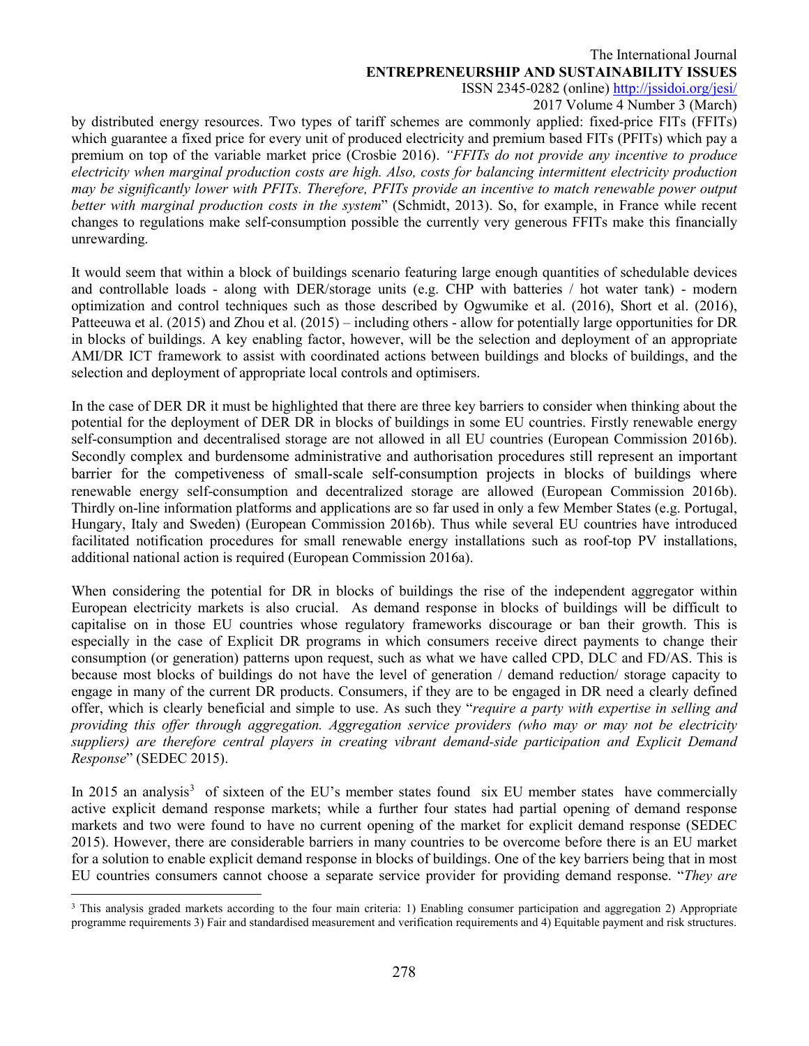by distributed energy resources. Two types of tariff schemes are commonly applied: fixed-price FITs (FFITs) which guarantee a fixed price for every unit of produced electricity and premium based FITs (PFITs) which pay a premium on top of the variable market price (Crosbie 2016). *"FFITs do not provide any incentive to produce electricity when marginal production costs are high. Also, costs for balancing intermittent electricity production may be significantly lower with PFITs. Therefore, PFITs provide an incentive to match renewable power output better with marginal production costs in the system*" (Schmidt, 2013). So, for example, in France while recent changes to regulations make self-consumption possible the currently very generous FFITs make this financially unrewarding.

It would seem that within a block of buildings scenario featuring large enough quantities of schedulable devices and controllable loads - along with DER/storage units (e.g. CHP with batteries / hot water tank) - modern optimization and control techniques such as those described by Ogwumike et al. (2016), Short et al. (2016), Patteeuwa et al. (2015) and Zhou et al. (2015) – including others - allow for potentially large opportunities for DR in blocks of buildings. A key enabling factor, however, will be the selection and deployment of an appropriate AMI/DR ICT framework to assist with coordinated actions between buildings and blocks of buildings, and the selection and deployment of appropriate local controls and optimisers.

In the case of DER DR it must be highlighted that there are three key barriers to consider when thinking about the potential for the deployment of DER DR in blocks of buildings in some EU countries. Firstly renewable energy self-consumption and decentralised storage are not allowed in all EU countries (European Commission 2016b). Secondly complex and burdensome administrative and authorisation procedures still represent an important barrier for the competiveness of small-scale self-consumption projects in blocks of buildings where renewable energy self-consumption and decentralized storage are allowed (European Commission 2016b). Thirdly on-line information platforms and applications are so far used in only a few Member States (e.g. Portugal, Hungary, Italy and Sweden) (European Commission 2016b). Thus while several EU countries have introduced facilitated notification procedures for small renewable energy installations such as roof-top PV installations, additional national action is required (European Commission 2016a).

When considering the potential for DR in blocks of buildings the rise of the independent aggregator within European electricity markets is also crucial. As demand response in blocks of buildings will be difficult to capitalise on in those EU countries whose regulatory frameworks discourage or ban their growth. This is especially in the case of Explicit DR programs in which consumers receive direct payments to change their consumption (or generation) patterns upon request, such as what we have called CPD, DLC and FD/AS. This is because most blocks of buildings do not have the level of generation / demand reduction/ storage capacity to engage in many of the current DR products. Consumers, if they are to be engaged in DR need a clearly defined offer, which is clearly beneficial and simple to use. As such they "*require a party with expertise in selling and providing this offer through aggregation. Aggregation service providers (who may or may not be electricity suppliers) are therefore central players in creating vibrant demand-side participation and Explicit Demand Response*" (SEDEC 2015).

In 2015 an analysis[3] of sixteen of the EU's member states found six EU member states have commercially active explicit demand response markets; while a further four states had partial opening of demand response markets and two were found to have no current opening of the market for explicit demand response (SEDEC 2015). However, there are considerable barriers in many countries to be overcome before there is an EU market for a solution to enable explicit demand response in blocks of buildings. One of the key barriers being that in most EU countries consumers cannot choose a separate service provider for providing demand response. "*They are*

[3] This analysis graded markets according to the four main criteria: 1) Enabling consumer participation and aggregation 2) Appropriate programme requirements 3) Fair and standardised measurement and verification requirements and 4) Equitable payment and risk structures.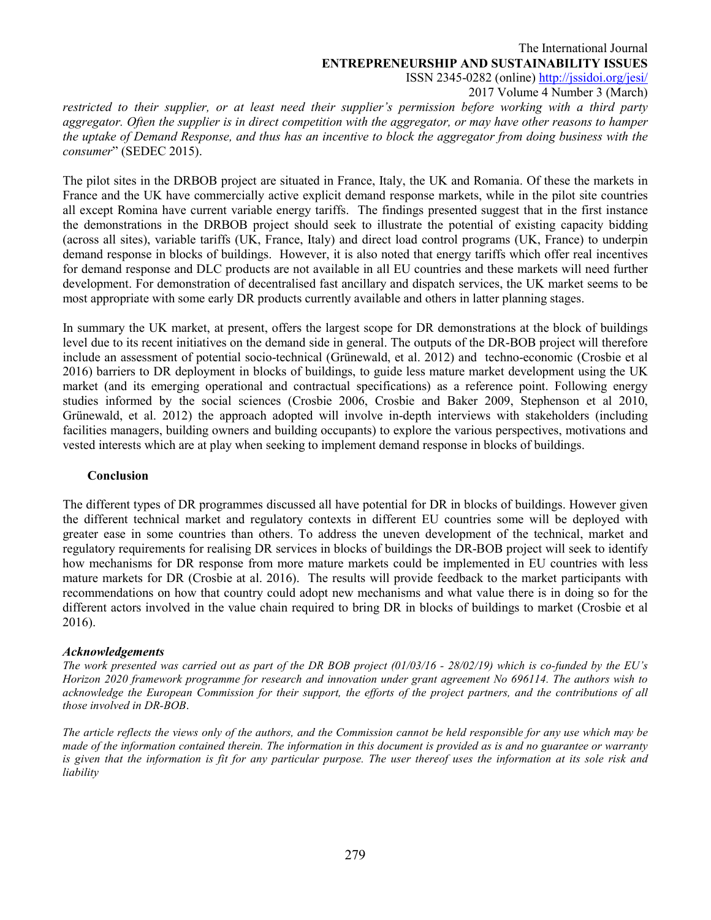*restricted to their supplier, or at least need their supplier's permission before working with a third party aggregator. Often the supplier is in direct competition with the aggregator, or may have other reasons to hamper the uptake of Demand Response, and thus has an incentive to block the aggregator from doing business with the consumer*" (SEDEC 2015).

The pilot sites in the DRBOB project are situated in France, Italy, the UK and Romania. Of these the markets in France and the UK have commercially active explicit demand response markets, while in the pilot site countries all except Romina have current variable energy tariffs. The findings presented suggest that in the first instance the demonstrations in the DRBOB project should seek to illustrate the potential of existing capacity bidding (across all sites), variable tariffs (UK, France, Italy) and direct load control programs (UK, France) to underpin demand response in blocks of buildings. However, it is also noted that energy tariffs which offer real incentives for demand response and DLC products are not available in all EU countries and these markets will need further development. For demonstration of decentralised fast ancillary and dispatch services, the UK market seems to be most appropriate with some early DR products currently available and others in latter planning stages.

In summary the UK market, at present, offers the largest scope for DR demonstrations at the block of buildings level due to its recent initiatives on the demand side in general. The outputs of the DR-BOB project will therefore include an assessment of potential socio-technical (Grünewald, et al. 2012) and techno-economic (Crosbie et al 2016) barriers to DR deployment in blocks of buildings, to guide less mature market development using the UK market (and its emerging operational and contractual specifications) as a reference point. Following energy studies informed by the social sciences (Crosbie 2006, Crosbie and Baker 2009, Stephenson et al 2010, Grünewald, et al. 2012) the approach adopted will involve in-depth interviews with stakeholders (including facilities managers, building owners and building occupants) to explore the various perspectives, motivations and vested interests which are at play when seeking to implement demand response in blocks of buildings.

## Conclusion

The different types of DR programmes discussed all have potential for DR in blocks of buildings. However given the different technical market and regulatory contexts in different EU countries some will be deployed with greater ease in some countries than others. To address the uneven development of the technical, market and regulatory requirements for realising DR services in blocks of buildings the DR-BOB project will seek to identify how mechanisms for DR response from more mature markets could be implemented in EU countries with less mature markets for DR (Crosbie at al. 2016). The results will provide feedback to the market participants with recommendations on how that country could adopt new mechanisms and what value there is in doing so for the different actors involved in the value chain required to bring DR in blocks of buildings to market (Crosbie et al 2016).

### *Acknowledgements*

*The work presented was carried out as part of the DR BOB project (01/03/16 - 28/02/19) which is co-funded by the EU's Horizon 2020 framework programme for research and innovation under grant agreement No 696114. The authors wish to acknowledge the European Commission for their support, the efforts of the project partners, and the contributions of all those involved in DR-BOB.*

*The article reflects the views only of the authors, and the Commission cannot be held responsible for any use which may be made of the information contained therein. The information in this document is provided as is and no guarantee or warranty is given that the information is fit for any particular purpose. The user thereof uses the information at its sole risk and liability*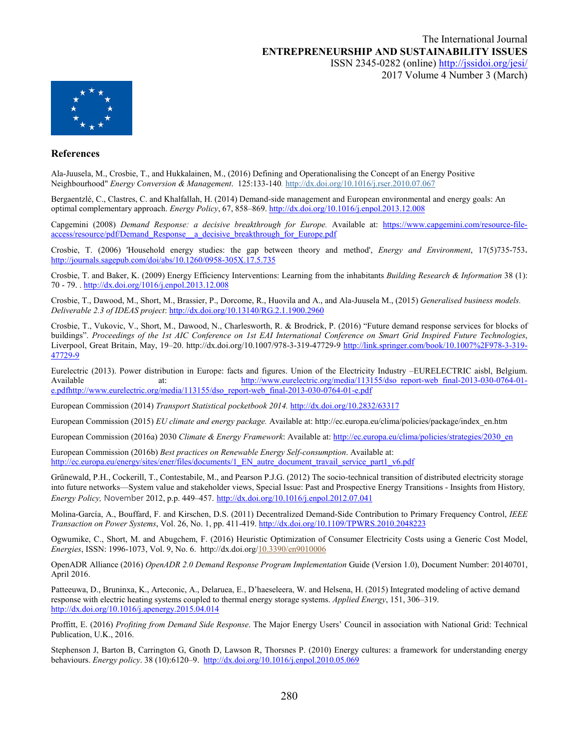## References

Ala-Juusela, M., Crosbie, T., and Hukkalainen, M., (2016) Defining and Operationalising the Concept of an Energy Positive Neighbourhood" *Energy Conversion & Management*. 125:133-140. http://dx.doi.org/10.1016/j.rser.2010.07.067

Bergaentzlé, C., Clastres, C. and Khalfallah, H. (2014) Demand-side management and European environmental and energy goals: An optimal complementary approach. *Energy Policy*, 67, 858–869. http://dx.doi.org/10.1016/j.enpol.2013.12.008

Capgemini (2008) *Demand Response: a decisive breakthrough for Europe.* Available at: https://www.capgemini.com/resource-file-access/resource/pdf/Demand_Response__a_decisive_breakthrough_for_Europe.pdf

Crosbie, T. (2006) 'Household energy studies: the gap between theory and method', *Energy and Environment*, 17(5)735-753. http://journals.sagepub.com/doi/abs/10.1260/0958-305X.17.5.735

Crosbie, T. and Baker, K. (2009) Energy Efficiency Interventions: Learning from the inhabitants *Building Research & Information* 38 (1): 70 - 79. . http://dx.doi.org/1016/j.enpol.2013.12.008

Crosbie, T., Dawood, M., Short, M., Brassier, P., Dorcome, R., Huovila and A., and Ala-Juusela M., (2015) *Generalised business models. Deliverable 2.3 of IDEAS project*: http://dx.doi.org/10.13140/RG.2.1.1900.2960

Crosbie, T., Vukovic, V., Short, M., Dawood, N., Charlesworth, R. & Brodrick, P. (2016) "Future demand response services for blocks of buildings". *Proceedings of the 1st AIC Conference on 1st EAI International Conference on Smart Grid Inspired Future Technologies*, Liverpool, Great Britain, May, 19–20. http://dx.doi.org/10.1007/978-3-319-47729-9 http://link.springer.com/book/10.1007%2F978-3-319-47729-9

Eurelectric (2013). Power distribution in Europe: facts and figures. Union of the Electricity Industry –EURELECTRIC aisbl, Belgium. Available at: http://www.eurelectric.org/media/113155/dso_report-web_final-2013-030-0764-01-e.pdfhttp://www.eurelectric.org/media/113155/dso_report-web_final-2013-030-0764-01-e.pdf

European Commission (2014) *Transport Statistical pocketbook 2014.* http://dx.doi.org/10.2832/63317

European Commission (2015) *EU climate and energy package.* Available at: http://ec.europa.eu/clima/policies/package/index_en.htm

European Commission (2016a) 2030 *Climate & Energy Framework*: Available at: http://ec.europa.eu/clima/policies/strategies/2030_en

European Commission (2016b) *Best practices on Renewable Energy Self-consumption*. Available at: http://ec.europa.eu/energy/sites/ener/files/documents/1_EN_autre_document_travail_service_part1_v6.pdf

Grünewald, P.H., Cockerill, T., Contestabile, M., and Pearson P.J.G. (2012) The socio-technical transition of distributed electricity storage into future networks—System value and stakeholder views, Special Issue: Past and Prospective Energy Transitions - Insights from History, *Energy Policy,* November 2012, p.p. 449–457. http://dx.doi.org/10.1016/j.enpol.2012.07.041

Molina-García, A., Bouffard, F. and Kirschen, D.S. (2011) Decentralized Demand-Side Contribution to Primary Frequency Control, *IEEE Transaction on Power Systems*, Vol. 26, No. 1, pp. 411-419. http://dx.doi.org/10.1109/TPWRS.2010.2048223

Ogwumike, C., Short, M. and Abugchem, F. (2016) Heuristic Optimization of Consumer Electricity Costs using a Generic Cost Model, *Energies*, ISSN: 1996-1073, Vol. 9, No. 6. http://dx.doi.org/10.3390/en9010006

OpenADR Alliance (2016) *OpenADR 2.0 Demand Response Program Implementation* Guide (Version 1.0), Document Number: 20140701, April 2016.

Patteeuwa, D., Bruninxa, K., Arteconic, A., Delaruea, E., D'haeseleera, W. and Helsena, H. (2015) Integrated modeling of active demand response with electric heating systems coupled to thermal energy storage systems. *Applied Energy*, 151, 306–319. http://dx.doi.org/10.1016/j.apenergy.2015.04.014

Proffitt, E. (2016) *Profiting from Demand Side Response*. The Major Energy Users' Council in association with National Grid: Technical Publication, U.K., 2016.

Stephenson J, Barton B, Carrington G, Gnoth D, Lawson R, Thorsnes P. (2010) Energy cultures: a framework for understanding energy behaviours. *Energy policy*. 38 (10):6120–9. http://dx.doi.org/10.1016/j.enpol.2010.05.069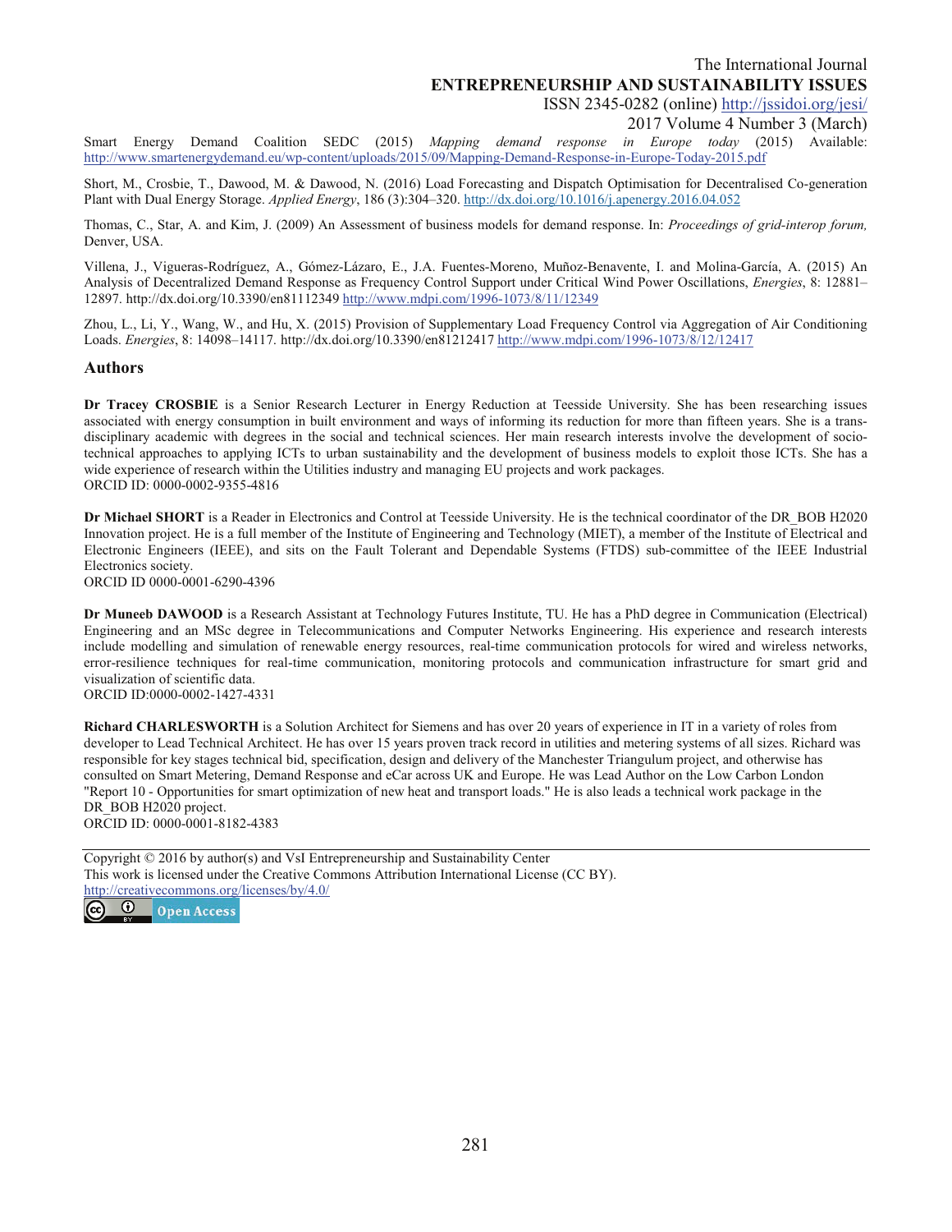Smart Energy Demand Coalition SEDC (2015) *Mapping demand response in Europe today* (2015) Available: http://www.smartenergydemand.eu/wp-content/uploads/2015/09/Mapping-Demand-Response-in-Europe-Today-2015.pdf

Short, M., Crosbie, T., Dawood, M. & Dawood, N. (2016) Load Forecasting and Dispatch Optimisation for Decentralised Co-generation Plant with Dual Energy Storage. *Applied Energy*, 186 (3):304–320. http://dx.doi.org/10.1016/j.apenergy.2016.04.052

Thomas, C., Star, A. and Kim, J. (2009) An Assessment of business models for demand response. In: *Proceedings of grid-interop forum,* Denver, USA.

Villena, J., Vigueras-Rodríguez, A., Gómez-Lázaro, E., J.A. Fuentes-Moreno, Muñoz-Benavente, I. and Molina-García, A. (2015) An Analysis of Decentralized Demand Response as Frequency Control Support under Critical Wind Power Oscillations, *Energies*, 8: 12881–12897. http://dx.doi.org/10.3390/en81112349 http://www.mdpi.com/1996-1073/8/11/12349

Zhou, L., Li, Y., Wang, W., and Hu, X. (2015) Provision of Supplementary Load Frequency Control via Aggregation of Air Conditioning Loads. *Energies*, 8: 14098–14117. http://dx.doi.org/10.3390/en81212417 http://www.mdpi.com/1996-1073/8/12/12417

## Authors

**Dr Tracey CROSBIE** is a Senior Research Lecturer in Energy Reduction at Teesside University. She has been researching issues associated with energy consumption in built environment and ways of informing its reduction for more than fifteen years. She is a trans-disciplinary academic with degrees in the social and technical sciences. Her main research interests involve the development of socio-technical approaches to applying ICTs to urban sustainability and the development of business models to exploit those ICTs. She has a wide experience of research within the Utilities industry and managing EU projects and work packages.
ORCID ID: 0000-0002-9355-4816

**Dr Michael SHORT** is a Reader in Electronics and Control at Teesside University. He is the technical coordinator of the DR_BOB H2020 Innovation project. He is a full member of the Institute of Engineering and Technology (MIET), a member of the Institute of Electrical and Electronic Engineers (IEEE), and sits on the Fault Tolerant and Dependable Systems (FTDS) sub-committee of the IEEE Industrial Electronics society.
ORCID ID 0000-0001-6290-4396

**Dr Muneeb DAWOOD** is a Research Assistant at Technology Futures Institute, TU. He has a PhD degree in Communication (Electrical) Engineering and an MSc degree in Telecommunications and Computer Networks Engineering. His experience and research interests include modelling and simulation of renewable energy resources, real-time communication protocols for wired and wireless networks, error-resilience techniques for real-time communication, monitoring protocols and communication infrastructure for smart grid and visualization of scientific data.
ORCID ID:0000-0002-1427-4331

**Richard CHARLESWORTH** is a Solution Architect for Siemens and has over 20 years of experience in IT in a variety of roles from developer to Lead Technical Architect. He has over 15 years proven track record in utilities and metering systems of all sizes. Richard was responsible for key stages technical bid, specification, design and delivery of the Manchester Triangulum project, and otherwise has consulted on Smart Metering, Demand Response and eCar across UK and Europe. He was Lead Author on the Low Carbon London "Report 10 - Opportunities for smart optimization of new heat and transport loads." He is also leads a technical work package in the DR_BOB H2020 project.
ORCID ID: 0000-0001-8182-4383

Copyright © 2016 by author(s) and VsI Entrepreneurship and Sustainability Center
This work is licensed under the Creative Commons Attribution International License (CC BY).
http://creativecommons.org/licenses/by/4.0/

Open Access